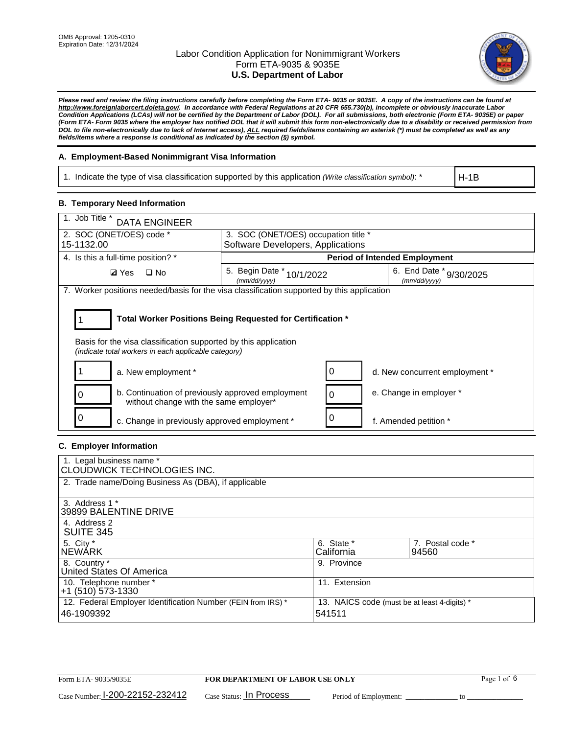OMB Approval: 1205-0310
Expiration Date: 12/31/2024

# Labor Condition Application for Nonimmigrant Workers
## Form ETA-9035 & 9035E
## U.S. Department of Labor

***Please read and review the filing instructions carefully before completing the Form ETA- 9035 or 9035E. A copy of the instructions can be found at http://www.foreignlaborcert.doleta.gov/. In accordance with Federal Regulations at 20 CFR 655.730(b), incomplete or obviously inaccurate Labor Condition Applications (LCAs) will not be certified by the Department of Labor (DOL). For all submissions, both electronic (Form ETA- 9035E) or paper (Form ETA- Form 9035 where the employer has notified DOL that it will submit this form non-electronically due to a disability or received permission from DOL to file non-electronically due to lack of Internet access), ALL required fields/items containing an asterisk (*) must be completed as well as any fields/items where a response is conditional as indicated by the section (§) symbol.***

### A. Employment-Based Nonimmigrant Visa Information

| 1. Indicate the type of visa classification supported by this application *(Write classification symbol)*: * | H-1B |
|---|---|

### B. Temporary Need Information

| 1. Job Title * DATA ENGINEER | | |
|---|---|---|
| 2. SOC (ONET/OES) code * 15-1132.00 | 3. SOC (ONET/OES) occupation title * Software Developers, Applications | |
| 4. Is this a full-time position? * | Period of Intended Employment | |
| ☑ Yes ☐ No | 5. Begin Date * *(mm/dd/yyyy)* 10/1/2022 | 6. End Date * *(mm/dd/yyyy)* 9/30/2025 |

7. Worker positions needed/basis for the visa classification supported by this application

**1 — Total Worker Positions Being Requested for Certification ***

Basis for the visa classification supported by this application
*(indicate total workers in each applicable category)*

| | | | |
|---|---|---|---|
| 1 | a. New employment * | 0 | d. New concurrent employment * |
| 0 | b. Continuation of previously approved employment without change with the same employer* | 0 | e. Change in employer * |
| 0 | c. Change in previously approved employment * | 0 | f. Amended petition * |

### C. Employer Information

| | | |
|---|---|---|
| 1. Legal business name * CLOUDWICK TECHNOLOGIES INC. | | |
| 2. Trade name/Doing Business As (DBA), if applicable | | |
| 3. Address 1 * 39899 BALENTINE DRIVE | | |
| 4. Address 2 SUITE 345 | | |
| 5. City * NEWARK | 6. State * California | 7. Postal code * 94560 |
| 8. Country * United States Of America | 9. Province | |
| 10. Telephone number * +1 (510) 573-1330 | 11. Extension | |
| 12. Federal Employer Identification Number (FEIN from IRS) * 46-1909392 | 13. NAICS code (must be at least 4-digits) * 541511 | |

Form ETA- 9035/9035E — FOR DEPARTMENT OF LABOR USE ONLY

Case Number: I-200-22152-232412 Case Status: In Process Period of Employment: _____________ to _____________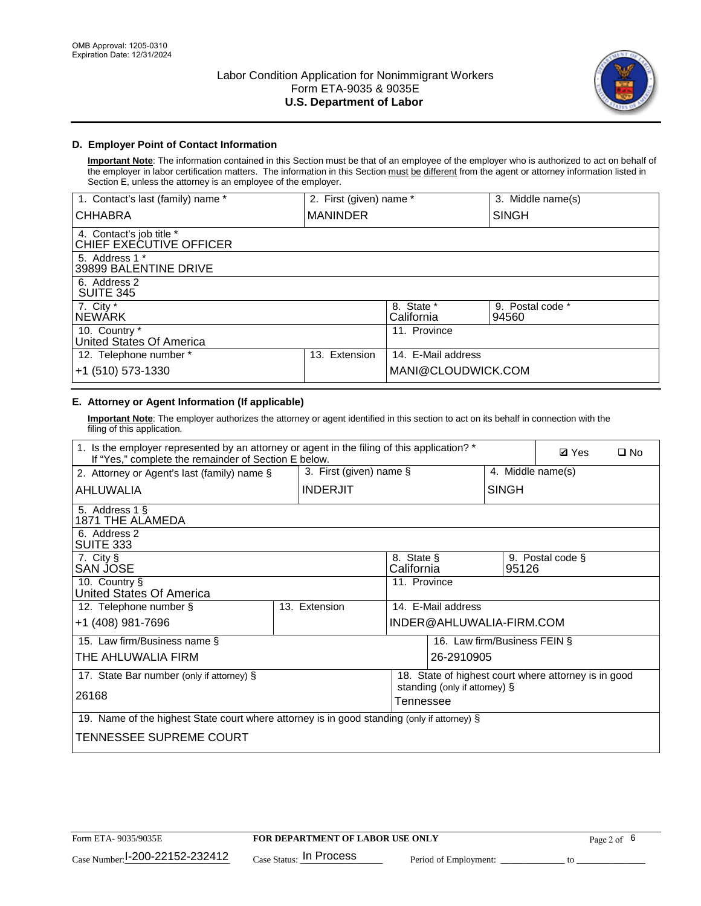OMB Approval: 1205-0310
Expiration Date: 12/31/2024

# Labor Condition Application for Nonimmigrant Workers
Form ETA-9035 & 9035E
**U.S. Department of Labor**

## D. Employer Point of Contact Information

**Important Note**: The information contained in this Section must be that of an employee of the employer who is authorized to act on behalf of the employer in labor certification matters. The information in this Section must be different from the agent or attorney information listed in Section E, unless the attorney is an employee of the employer.

| 1. Contact's last (family) name * | 2. First (given) name * | 3. Middle name(s) |
|---|---|---|
| CHHABRA | MANINDER | SINGH |
| 4. Contact's job title * CHIEF EXECUTIVE OFFICER | | |
| 5. Address 1 * 39899 BALENTINE DRIVE | | |
| 6. Address 2 SUITE 345 | | |
| 7. City * NEWARK | 8. State * California | 9. Postal code * 94560 |
| 10. Country * United States Of America | 11. Province | |
| 12. Telephone number * +1 (510) 573-1330 | 13. Extension | 14. E-Mail address MANI@CLOUDWICK.COM |

## E. Attorney or Agent Information (If applicable)

**Important Note**: The employer authorizes the attorney or agent identified in this section to act on its behalf in connection with the filing of this application.

| 1. Is the employer represented by an attorney or agent in the filing of this application? * If "Yes," complete the remainder of Section E below. | ☑ Yes | ☐ No |
|---|---|---|
| 2. Attorney or Agent's last (family) name § AHLUWALIA | 3. First (given) name § INDERJIT | 4. Middle name(s) SINGH |
| 5. Address 1 § 1871 THE ALAMEDA | | |
| 6. Address 2 SUITE 333 | | |
| 7. City § SAN JOSE | 8. State § California | 9. Postal code § 95126 |
| 10. Country § United States Of America | 11. Province | |
| 12. Telephone number § +1 (408) 981-7696 | 13. Extension | 14. E-Mail address INDER@AHLUWALIA-FIRM.COM |
| 15. Law firm/Business name § THE AHLUWALIA FIRM | 16. Law firm/Business FEIN § 26-2910905 | |
| 17. State Bar number (only if attorney) § 26168 | 18. State of highest court where attorney is in good standing (only if attorney) § Tennessee | |
| 19. Name of the highest State court where attorney is in good standing (only if attorney) § TENNESSEE SUPREME COURT | | |

Form ETA- 9035/9035E | **FOR DEPARTMENT OF LABOR USE ONLY**
Case Number: I-200-22152-232412 Case Status: In Process Period of Employment: _____________ to _______________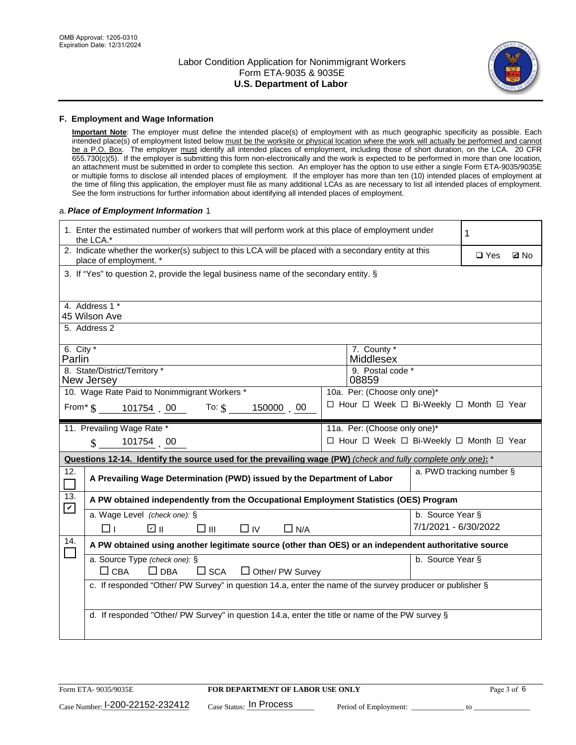## F. Employment and Wage Information

**Important Note**: The employer must define the intended place(s) of employment with as much geographic specificity as possible. Each intended place(s) of employment listed below must be the worksite or physical location where the work will actually be performed and cannot be a P.O. Box. The employer must identify all intended places of employment, including those of short duration, on the LCA. 20 CFR 655.730(c)(5). If the employer is submitting this form non-electronically and the work is expected to be performed in more than one location, an attachment must be submitted in order to complete this section. An employer has the option to use either a single Form ETA-9035/9035E or multiple forms to disclose all intended places of employment. If the employer has more than ten (10) intended places of employment at the time of filing this application, the employer must file as many additional LCAs as are necessary to list all intended places of employment. See the form instructions for further information about identifying all intended places of employment.

a. *Place of Employment Information* 1

1. Enter the estimated number of workers that will perform work at this place of employment under the LCA.* **1**

2. Indicate whether the worker(s) subject to this LCA will be placed with a secondary entity at this place of employment. * ☐ Yes ☑ No

3. If "Yes" to question 2, provide the legal business name of the secondary entity. §

4. Address 1 *
45 Wilson Ave

5. Address 2

| 6. City * | 7. County * |
|---|---|
| Parlin | Middlesex |
| **8. State/District/Territory *** | **9. Postal code *** |
| New Jersey | 08859 |

10. Wage Rate Paid to Nonimmigrant Workers *
From* $ 101754 . 00 To: $ 150000 . 00

10a. Per: (Choose only one)*
☐ Hour ☐ Week ☐ Bi-Weekly ☐ Month ☑ Year

11. Prevailing Wage Rate *
$ 101754 . 00

11a. Per: (Choose only one)*
☐ Hour ☐ Week ☐ Bi-Weekly ☐ Month ☑ Year

**Questions 12-14. Identify the source used for the prevailing wage (PW)** *(check and fully complete only one)*: *

12. ☐ **A Prevailing Wage Determination (PWD) issued by the Department of Labor**
a. PWD tracking number §

13. ☑ **A PW obtained independently from the Occupational Employment Statistics (OES) Program**
a. Wage Level *(check one)*: § ☐ I ☑ II ☐ III ☐ IV ☐ N/A
b. Source Year § 7/1/2021 - 6/30/2022

14. ☐ **A PW obtained using another legitimate source (other than OES) or an independent authoritative source**
a. Source Type *(check one)*: § ☐ CBA ☐ DBA ☐ SCA ☐ Other/ PW Survey
b. Source Year §
c. If responded "Other/ PW Survey" in question 14.a, enter the name of the survey producer or publisher §
d. If responded "Other/ PW Survey" in question 14.a, enter the title or name of the PW survey §

Form ETA- 9035/9035E | **FOR DEPARTMENT OF LABOR USE ONLY**

Case Number: I-200-22152-232412 Case Status: In Process Period of Employment: _____________ to _____________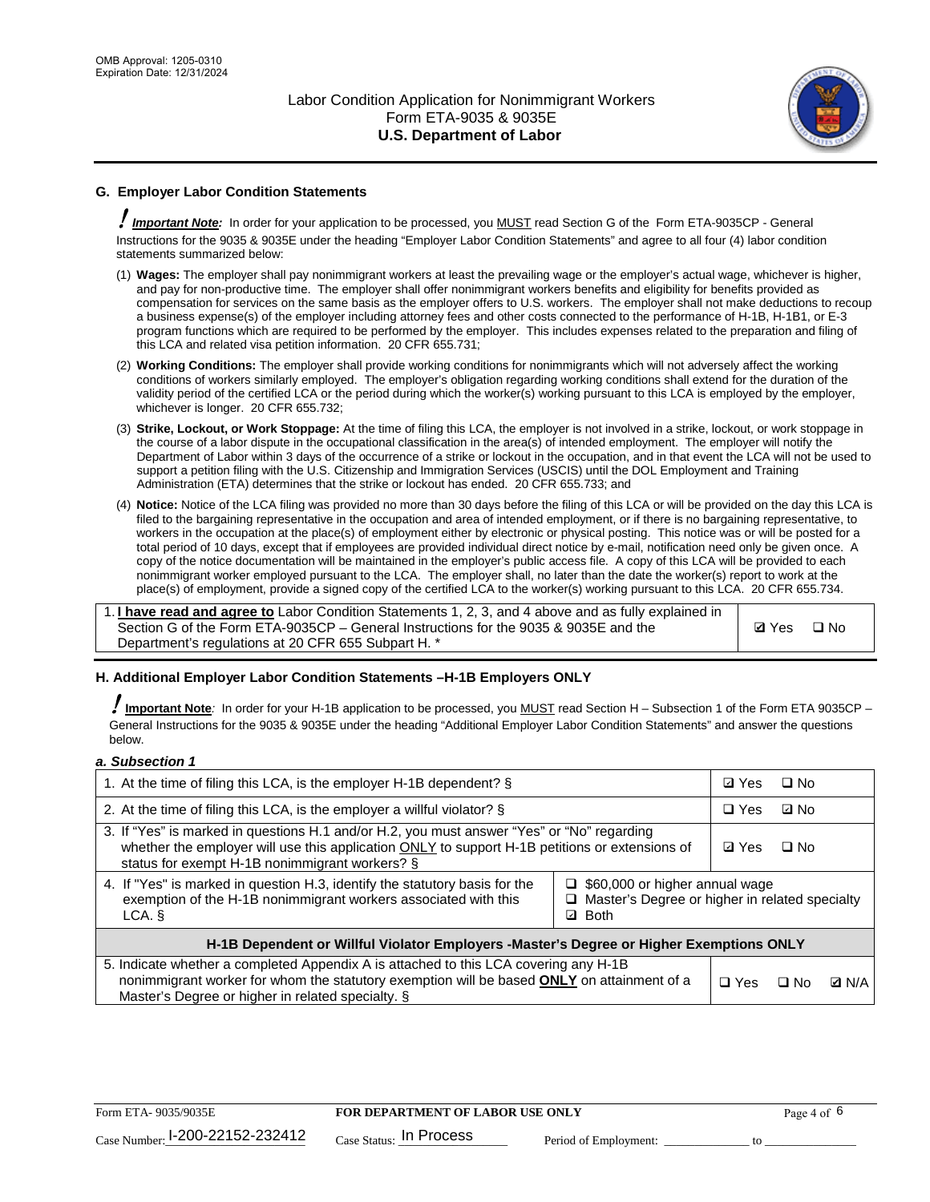## G. Employer Labor Condition Statements

! **Important Note:** In order for your application to be processed, you MUST read Section G of the Form ETA-9035CP - General Instructions for the 9035 & 9035E under the heading "Employer Labor Condition Statements" and agree to all four (4) labor condition statements summarized below:

(1) **Wages:** The employer shall pay nonimmigrant workers at least the prevailing wage or the employer's actual wage, whichever is higher, and pay for non-productive time. The employer shall offer nonimmigrant workers benefits and eligibility for benefits provided as compensation for services on the same basis as the employer offers to U.S. workers. The employer shall not make deductions to recoup a business expense(s) of the employer including attorney fees and other costs connected to the performance of H-1B, H-1B1, or E-3 program functions which are required to be performed by the employer. This includes expenses related to the preparation and filing of this LCA and related visa petition information. 20 CFR 655.731;

(2) **Working Conditions:** The employer shall provide working conditions for nonimmigrants which will not adversely affect the working conditions of workers similarly employed. The employer's obligation regarding working conditions shall extend for the duration of the validity period of the certified LCA or the period during which the worker(s) working pursuant to this LCA is employed by the employer, whichever is longer. 20 CFR 655.732;

(3) **Strike, Lockout, or Work Stoppage:** At the time of filing this LCA, the employer is not involved in a strike, lockout, or work stoppage in the course of a labor dispute in the occupational classification in the area(s) of intended employment. The employer will notify the Department of Labor within 3 days of the occurrence of a strike or lockout in the occupation, and in that event the LCA will not be used to support a petition filing with the U.S. Citizenship and Immigration Services (USCIS) until the DOL Employment and Training Administration (ETA) determines that the strike or lockout has ended. 20 CFR 655.733; and

(4) **Notice:** Notice of the LCA filing was provided no more than 30 days before the filing of this LCA or will be provided on the day this LCA is filed to the bargaining representative in the occupation and area of intended employment, or if there is no bargaining representative, to workers in the occupation at the place(s) of employment either by electronic or physical posting. This notice was or will be posted for a total period of 10 days, except that if employees are provided individual direct notice by e-mail, notification need only be given once. A copy of the notice documentation will be maintained in the employer's public access file. A copy of this LCA will be provided to each nonimmigrant worker employed pursuant to the LCA. The employer shall, no later than the date the worker(s) report to work at the place(s) of employment, provide a signed copy of the certified LCA to the worker(s) working pursuant to this LCA. 20 CFR 655.734.

| | |
|---|---|
| 1. **I have read and agree to** Labor Condition Statements 1, 2, 3, and 4 above and as fully explained in Section G of the Form ETA-9035CP – General Instructions for the 9035 & 9035E and the Department's regulations at 20 CFR 655 Subpart H. * | ☑ Yes ☐ No |

## H. Additional Employer Labor Condition Statements –H-1B Employers ONLY

! **Important Note**: In order for your H-1B application to be processed, you MUST read Section H – Subsection 1 of the Form ETA 9035CP – General Instructions for the 9035 & 9035E under the heading "Additional Employer Labor Condition Statements" and answer the questions below.

*a. Subsection 1*

| | |
|---|---|
| 1. At the time of filing this LCA, is the employer H-1B dependent? § | ☑ Yes ☐ No |
| 2. At the time of filing this LCA, is the employer a willful violator? § | ☐ Yes ☑ No |
| 3. If "Yes" is marked in questions H.1 and/or H.2, you must answer "Yes" or "No" regarding whether the employer will use this application ONLY to support H-1B petitions or extensions of status for exempt H-1B nonimmigrant workers? § | ☑ Yes ☐ No |
| 4. If "Yes" is marked in question H.3, identify the statutory basis for the exemption of the H-1B nonimmigrant workers associated with this LCA. § | ☐ $60,000 or higher annual wage<br>☐ Master's Degree or higher in related specialty<br>☑ Both |
| **H-1B Dependent or Willful Violator Employers -Master's Degree or Higher Exemptions ONLY** | |
| 5. Indicate whether a completed Appendix A is attached to this LCA covering any H-1B nonimmigrant worker for whom the statutory exemption will be based **ONLY** on attainment of a Master's Degree or higher in related specialty. § | ☐ Yes ☐ No ☑ N/A |

Form ETA- 9035/9035E | **FOR DEPARTMENT OF LABOR USE ONLY**

Case Number: I-200-22152-232412 Case Status: In Process Period of Employment: _____________ to _____________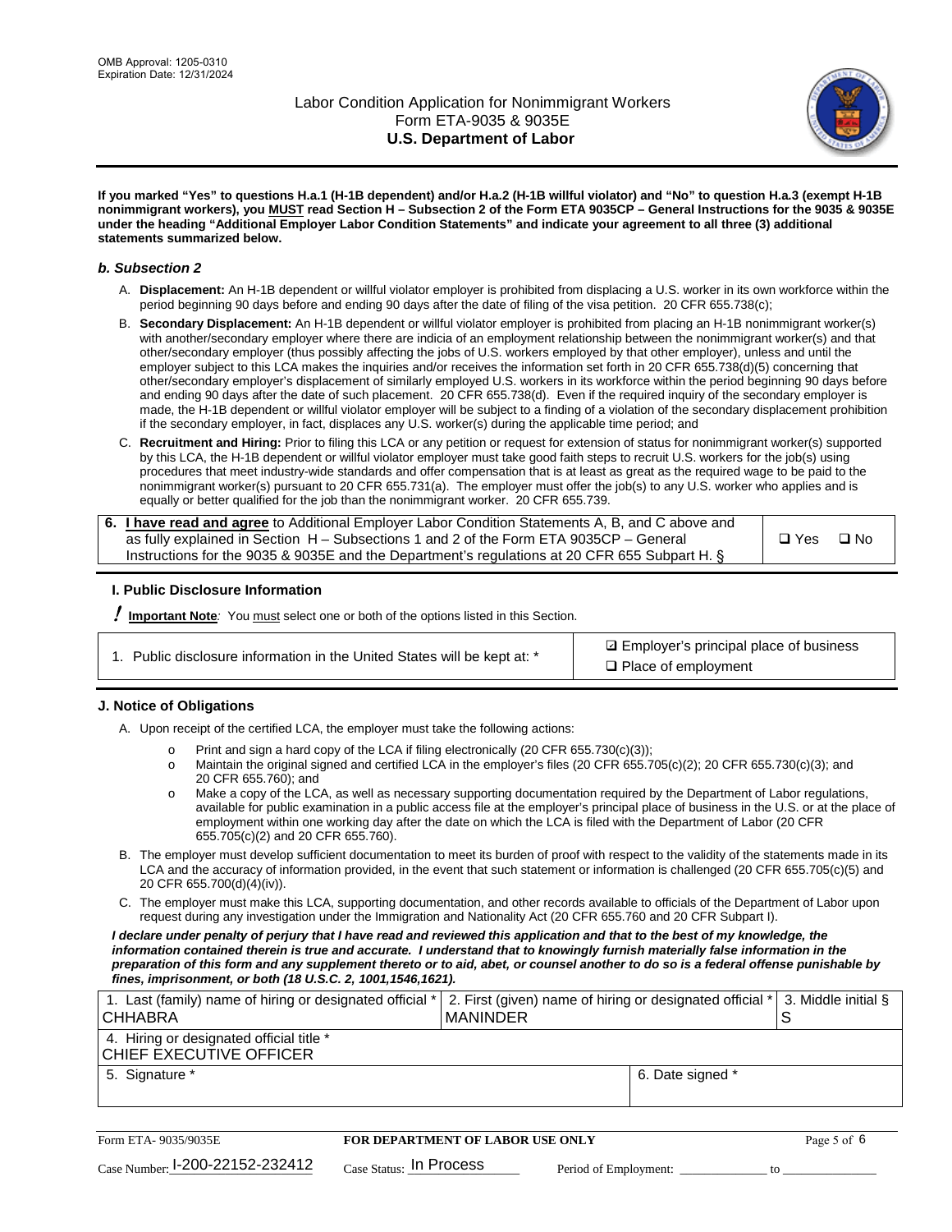OMB Approval: 1205-0310
Expiration Date: 12/31/2024

# Labor Condition Application for Nonimmigrant Workers
## Form ETA-9035 & 9035E
## U.S. Department of Labor

**If you marked "Yes" to questions H.a.1 (H-1B dependent) and/or H.a.2 (H-1B willful violator) and "No" to question H.a.3 (exempt H-1B nonimmigrant workers), you MUST read Section H – Subsection 2 of the Form ETA 9035CP – General Instructions for the 9035 & 9035E under the heading "Additional Employer Labor Condition Statements" and indicate your agreement to all three (3) additional statements summarized below.**

### *b. Subsection 2*

A. **Displacement:** An H-1B dependent or willful violator employer is prohibited from displacing a U.S. worker in its own workforce within the period beginning 90 days before and ending 90 days after the date of filing of the visa petition. 20 CFR 655.738(c);

B. **Secondary Displacement:** An H-1B dependent or willful violator employer is prohibited from placing an H-1B nonimmigrant worker(s) with another/secondary employer where there are indicia of an employment relationship between the nonimmigrant worker(s) and that other/secondary employer (thus possibly affecting the jobs of U.S. workers employed by that other employer), unless and until the employer subject to this LCA makes the inquiries and/or receives the information set forth in 20 CFR 655.738(d)(5) concerning that other/secondary employer's displacement of similarly employed U.S. workers in its workforce within the period beginning 90 days before and ending 90 days after the date of such placement. 20 CFR 655.738(d). Even if the required inquiry of the secondary employer is made, the H-1B dependent or willful violator employer will be subject to a finding of a violation of the secondary displacement prohibition if the secondary employer, in fact, displaces any U.S. worker(s) during the applicable time period; and

C. **Recruitment and Hiring:** Prior to filing this LCA or any petition or request for extension of status for nonimmigrant worker(s) supported by this LCA, the H-1B dependent or willful violator employer must take good faith steps to recruit U.S. workers for the job(s) using procedures that meet industry-wide standards and offer compensation that is at least as great as the required wage to be paid to the nonimmigrant worker(s) pursuant to 20 CFR 655.731(a). The employer must offer the job(s) to any U.S. worker who applies and is equally or better qualified for the job than the nonimmigrant worker. 20 CFR 655.739.

| 6. **I have read and agree** to Additional Employer Labor Condition Statements A, B, and C above and as fully explained in Section H – Subsections 1 and 2 of the Form ETA 9035CP – General Instructions for the 9035 & 9035E and the Department's regulations at 20 CFR 655 Subpart H. § | ❑ Yes ❑ No |
|---|---|

### I. Public Disclosure Information

**! Important Note**: You must select one or both of the options listed in this Section.

| 1. Public disclosure information in the United States will be kept at: * | ☑ Employer's principal place of business<br>❑ Place of employment |
|---|---|

### J. Notice of Obligations

A. Upon receipt of the certified LCA, the employer must take the following actions:

- Print and sign a hard copy of the LCA if filing electronically (20 CFR 655.730(c)(3));
- Maintain the original signed and certified LCA in the employer's files (20 CFR 655.705(c)(2); 20 CFR 655.730(c)(3); and 20 CFR 655.760); and
- Make a copy of the LCA, as well as necessary supporting documentation required by the Department of Labor regulations, available for public examination in a public access file at the employer's principal place of business in the U.S. or at the place of employment within one working day after the date on which the LCA is filed with the Department of Labor (20 CFR 655.705(c)(2) and 20 CFR 655.760).

B. The employer must develop sufficient documentation to meet its burden of proof with respect to the validity of the statements made in its LCA and the accuracy of information provided, in the event that such statement or information is challenged (20 CFR 655.705(c)(5) and 20 CFR 655.700(d)(4)(iv)).

C. The employer must make this LCA, supporting documentation, and other records available to officials of the Department of Labor upon request during any investigation under the Immigration and Nationality Act (20 CFR 655.760 and 20 CFR Subpart I).

***I declare under penalty of perjury that I have read and reviewed this application and that to the best of my knowledge, the information contained therein is true and accurate. I understand that to knowingly furnish materially false information in the preparation of this form and any supplement thereto or to aid, abet, or counsel another to do so is a federal offense punishable by fines, imprisonment, or both (18 U.S.C. 2, 1001,1546,1621).***

| 1. Last (family) name of hiring or designated official * CHHABRA | 2. First (given) name of hiring or designated official * MANINDER | 3. Middle initial § S |
|---|---|---|
| 4. Hiring or designated official title * CHIEF EXECUTIVE OFFICER | | |
| 5. Signature * | 6. Date signed * | |

Form ETA- 9035/9035E | **FOR DEPARTMENT OF LABOR USE ONLY**

Case Number: I-200-22152-232412 Case Status: In Process Period of Employment: ______________ to ______________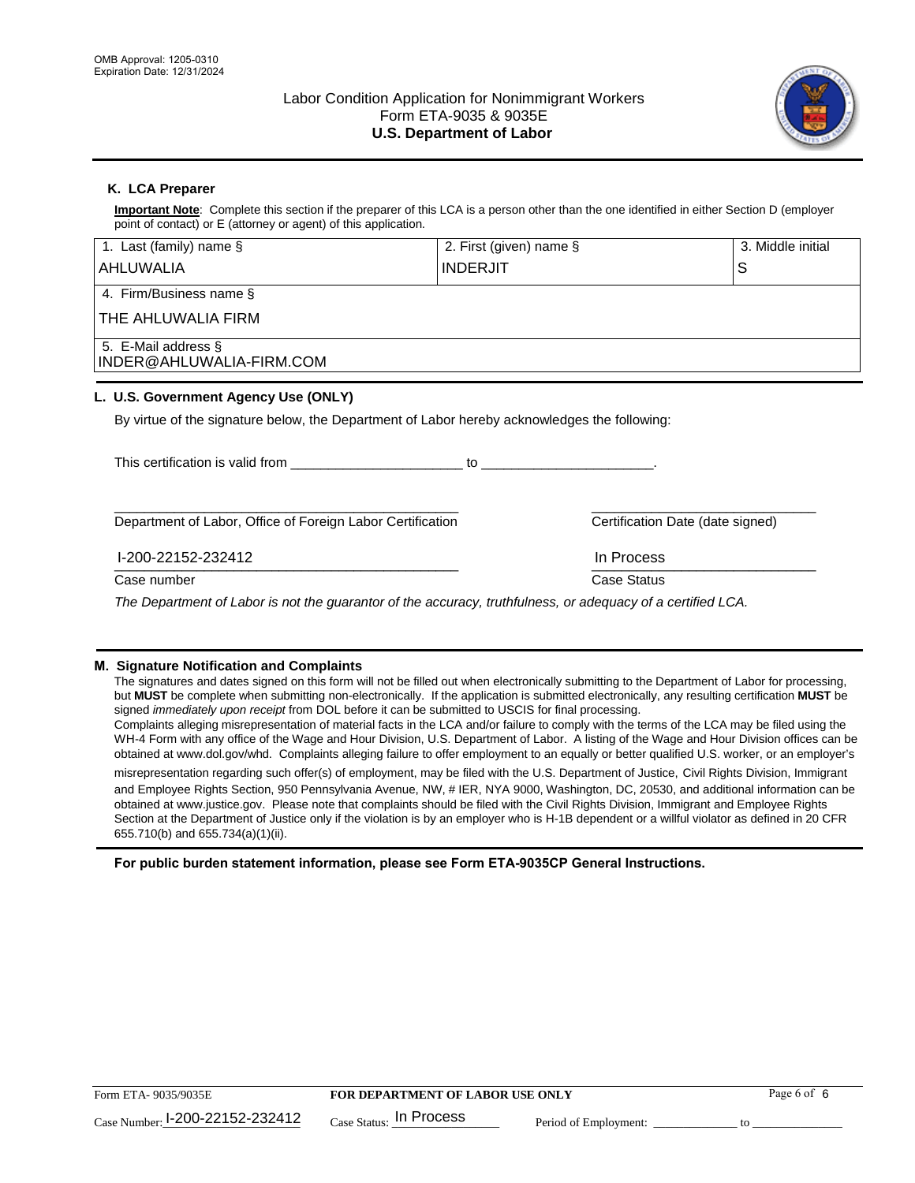OMB Approval: 1205-0310
Expiration Date: 12/31/2024

# Labor Condition Application for Nonimmigrant Workers
# Form ETA-9035 & 9035E
# **U.S. Department of Labor**

## K. LCA Preparer

**Important Note**: Complete this section if the preparer of this LCA is a person other than the one identified in either Section D (employer point of contact) or E (attorney or agent) of this application.

| 1. Last (family) name § | 2. First (given) name § | 3. Middle initial |
|---|---|---|
| AHLUWALIA | INDERJIT | S |
| 4. Firm/Business name § | | |
| THE AHLUWALIA FIRM | | |
| 5. E-Mail address § | | |
| INDER@AHLUWALIA-FIRM.COM | | |

## L. U.S. Government Agency Use (ONLY)

By virtue of the signature below, the Department of Labor hereby acknowledges the following:

This certification is valid from ______________________ to ______________________.

_____________________________________________ Department of Labor, Office of Foreign Labor Certification

_____________________________ Certification Date (date signed)

I-200-22152-232412
Case number

In Process
Case Status

*The Department of Labor is not the guarantor of the accuracy, truthfulness, or adequacy of a certified LCA.*

## M. Signature Notification and Complaints

The signatures and dates signed on this form will not be filled out when electronically submitting to the Department of Labor for processing, but **MUST** be complete when submitting non-electronically. If the application is submitted electronically, any resulting certification **MUST** be signed *immediately upon receipt* from DOL before it can be submitted to USCIS for final processing.

Complaints alleging misrepresentation of material facts in the LCA and/or failure to comply with the terms of the LCA may be filed using the WH-4 Form with any office of the Wage and Hour Division, U.S. Department of Labor. A listing of the Wage and Hour Division offices can be obtained at www.dol.gov/whd. Complaints alleging failure to offer employment to an equally or better qualified U.S. worker, or an employer's misrepresentation regarding such offer(s) of employment, may be filed with the U.S. Department of Justice, Civil Rights Division, Immigrant and Employee Rights Section, 950 Pennsylvania Avenue, NW, # IER, NYA 9000, Washington, DC, 20530, and additional information can be obtained at www.justice.gov. Please note that complaints should be filed with the Civil Rights Division, Immigrant and Employee Rights Section at the Department of Justice only if the violation is by an employer who is H-1B dependent or a willful violator as defined in 20 CFR 655.710(b) and 655.734(a)(1)(ii).

**For public burden statement information, please see Form ETA-9035CP General Instructions.**

Form ETA- 9035/9035E | **FOR DEPARTMENT OF LABOR USE ONLY**

Case Number: I-200-22152-232412 Case Status: In Process Period of Employment: ____________ to ____________